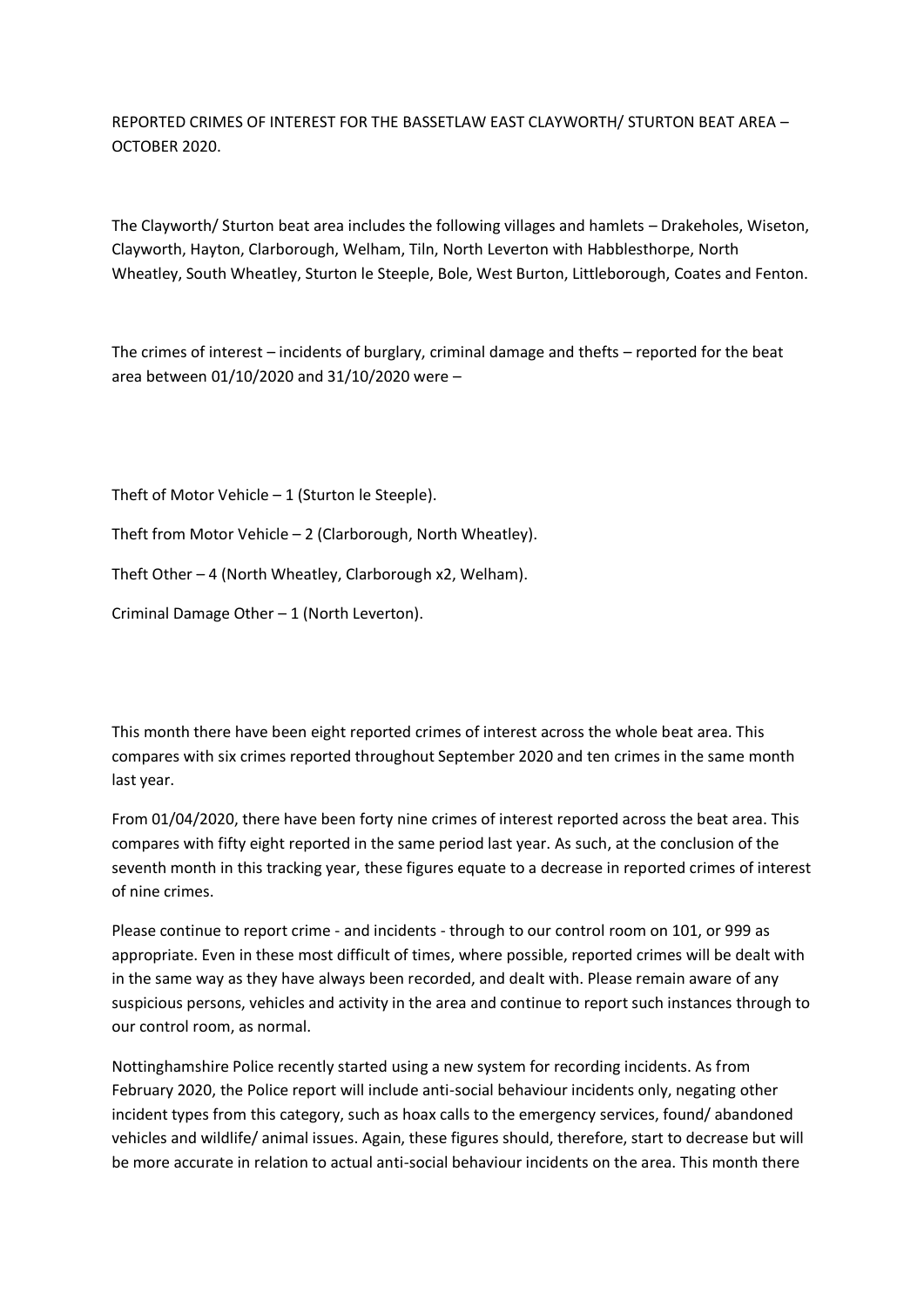REPORTED CRIMES OF INTEREST FOR THE BASSETLAW EAST CLAYWORTH/ STURTON BEAT AREA – OCTOBER 2020.

The Clayworth/ Sturton beat area includes the following villages and hamlets – Drakeholes, Wiseton, Clayworth, Hayton, Clarborough, Welham, Tiln, North Leverton with Habblesthorpe, North Wheatley, South Wheatley, Sturton le Steeple, Bole, West Burton, Littleborough, Coates and Fenton.

The crimes of interest – incidents of burglary, criminal damage and thefts – reported for the beat area between 01/10/2020 and 31/10/2020 were –

Theft of Motor Vehicle – 1 (Sturton le Steeple).

Theft from Motor Vehicle – 2 (Clarborough, North Wheatley).

Theft Other – 4 (North Wheatley, Clarborough x2, Welham).

Criminal Damage Other – 1 (North Leverton).

This month there have been eight reported crimes of interest across the whole beat area. This compares with six crimes reported throughout September 2020 and ten crimes in the same month last year.

From 01/04/2020, there have been forty nine crimes of interest reported across the beat area. This compares with fifty eight reported in the same period last year. As such, at the conclusion of the seventh month in this tracking year, these figures equate to a decrease in reported crimes of interest of nine crimes.

Please continue to report crime - and incidents - through to our control room on 101, or 999 as appropriate. Even in these most difficult of times, where possible, reported crimes will be dealt with in the same way as they have always been recorded, and dealt with. Please remain aware of any suspicious persons, vehicles and activity in the area and continue to report such instances through to our control room, as normal.

Nottinghamshire Police recently started using a new system for recording incidents. As from February 2020, the Police report will include anti-social behaviour incidents only, negating other incident types from this category, such as hoax calls to the emergency services, found/ abandoned vehicles and wildlife/ animal issues. Again, these figures should, therefore, start to decrease but will be more accurate in relation to actual anti-social behaviour incidents on the area. This month there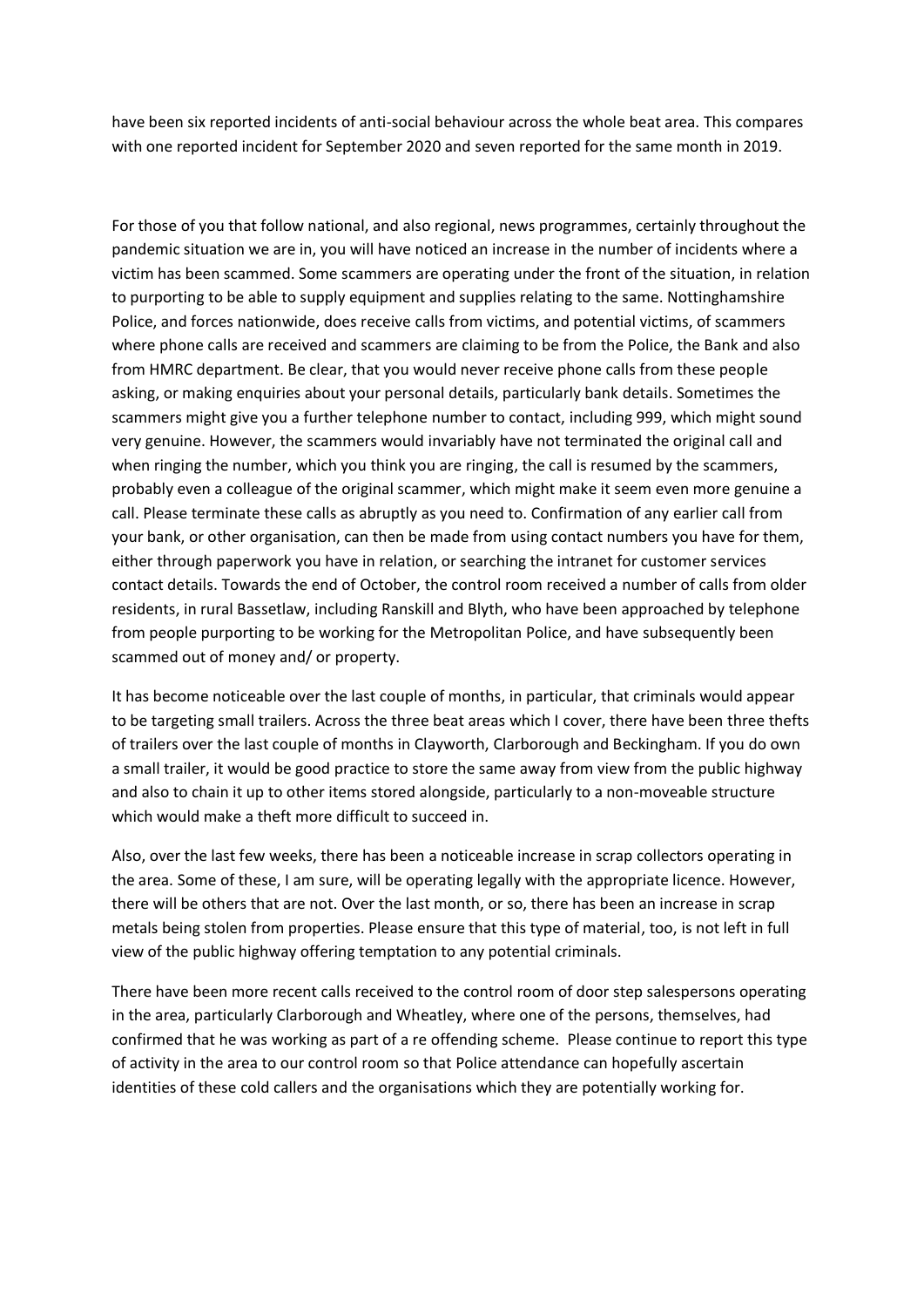have been six reported incidents of anti-social behaviour across the whole beat area. This compares with one reported incident for September 2020 and seven reported for the same month in 2019.

For those of you that follow national, and also regional, news programmes, certainly throughout the pandemic situation we are in, you will have noticed an increase in the number of incidents where a victim has been scammed. Some scammers are operating under the front of the situation, in relation to purporting to be able to supply equipment and supplies relating to the same. Nottinghamshire Police, and forces nationwide, does receive calls from victims, and potential victims, of scammers where phone calls are received and scammers are claiming to be from the Police, the Bank and also from HMRC department. Be clear, that you would never receive phone calls from these people asking, or making enquiries about your personal details, particularly bank details. Sometimes the scammers might give you a further telephone number to contact, including 999, which might sound very genuine. However, the scammers would invariably have not terminated the original call and when ringing the number, which you think you are ringing, the call is resumed by the scammers, probably even a colleague of the original scammer, which might make it seem even more genuine a call. Please terminate these calls as abruptly as you need to. Confirmation of any earlier call from your bank, or other organisation, can then be made from using contact numbers you have for them, either through paperwork you have in relation, or searching the intranet for customer services contact details. Towards the end of October, the control room received a number of calls from older residents, in rural Bassetlaw, including Ranskill and Blyth, who have been approached by telephone from people purporting to be working for the Metropolitan Police, and have subsequently been scammed out of money and/ or property.

It has become noticeable over the last couple of months, in particular, that criminals would appear to be targeting small trailers. Across the three beat areas which I cover, there have been three thefts of trailers over the last couple of months in Clayworth, Clarborough and Beckingham. If you do own a small trailer, it would be good practice to store the same away from view from the public highway and also to chain it up to other items stored alongside, particularly to a non-moveable structure which would make a theft more difficult to succeed in.

Also, over the last few weeks, there has been a noticeable increase in scrap collectors operating in the area. Some of these, I am sure, will be operating legally with the appropriate licence. However, there will be others that are not. Over the last month, or so, there has been an increase in scrap metals being stolen from properties. Please ensure that this type of material, too, is not left in full view of the public highway offering temptation to any potential criminals.

There have been more recent calls received to the control room of door step salespersons operating in the area, particularly Clarborough and Wheatley, where one of the persons, themselves, had confirmed that he was working as part of a re offending scheme. Please continue to report this type of activity in the area to our control room so that Police attendance can hopefully ascertain identities of these cold callers and the organisations which they are potentially working for.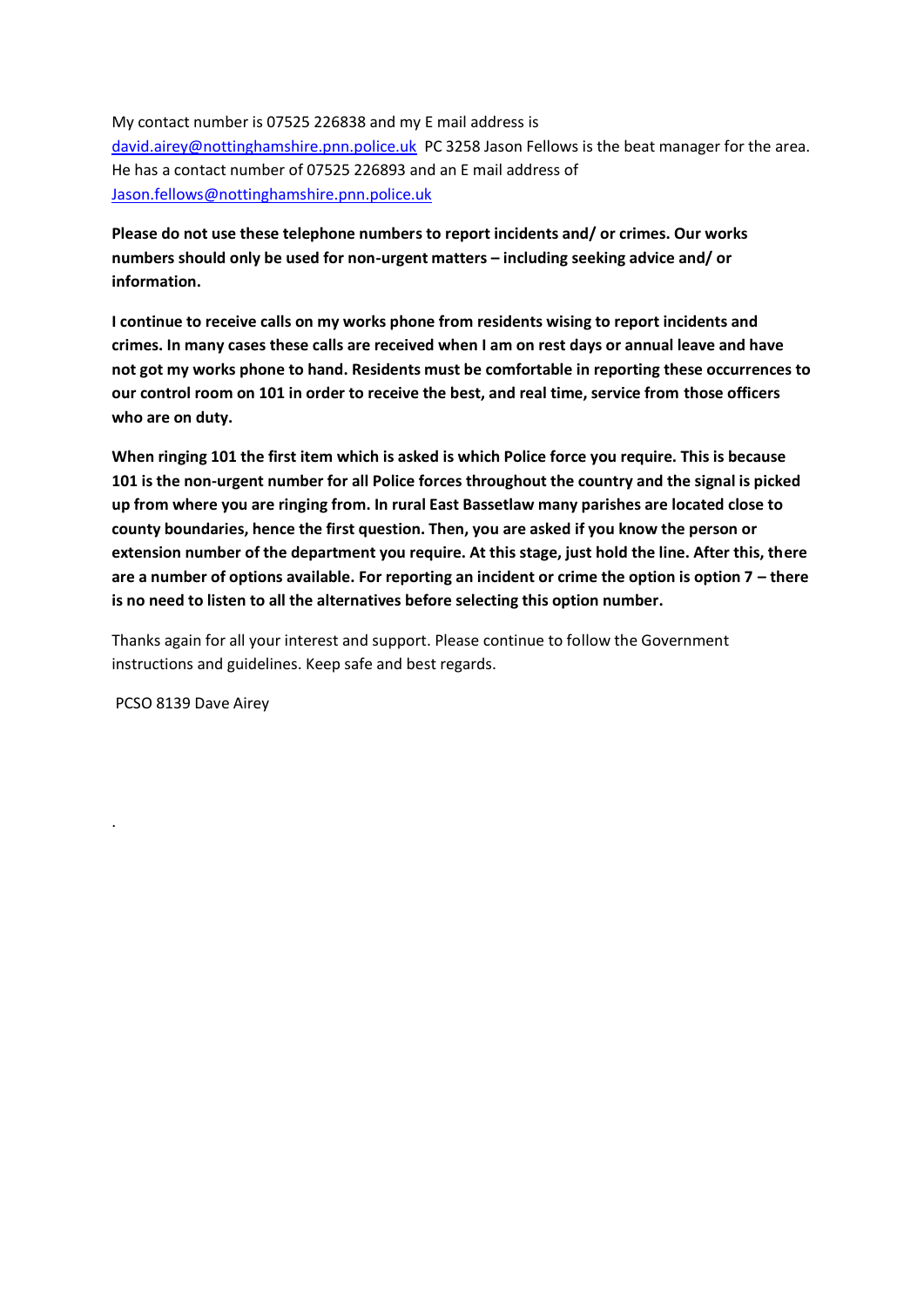My contact number is 07525 226838 and my E mail address is [david.airey@nottinghamshire.pnn.police.uk](mailto:david.airey@nottinghamshire.pnn.police.uk) PC 3258 Jason Fellows is the beat manager for the area. He has a contact number of 07525 226893 and an E mail address of [Jason.fellows@nottinghamshire.pnn.police.uk](mailto:Jason.fellows@nottinghamshire.pnn.police.uk)

**Please do not use these telephone numbers to report incidents and/ or crimes. Our works numbers should only be used for non-urgent matters – including seeking advice and/ or information.**

**I continue to receive calls on my works phone from residents wising to report incidents and crimes. In many cases these calls are received when I am on rest days or annual leave and have not got my works phone to hand. Residents must be comfortable in reporting these occurrences to our control room on 101 in order to receive the best, and real time, service from those officers who are on duty.**

**When ringing 101 the first item which is asked is which Police force you require. This is because 101 is the non-urgent number for all Police forces throughout the country and the signal is picked up from where you are ringing from. In rural East Bassetlaw many parishes are located close to county boundaries, hence the first question. Then, you are asked if you know the person or extension number of the department you require. At this stage, just hold the line. After this, there are a number of options available. For reporting an incident or crime the option is option 7 – there is no need to listen to all the alternatives before selecting this option number.**

Thanks again for all your interest and support. Please continue to follow the Government instructions and guidelines. Keep safe and best regards.

PCSO 8139 Dave Airey

.